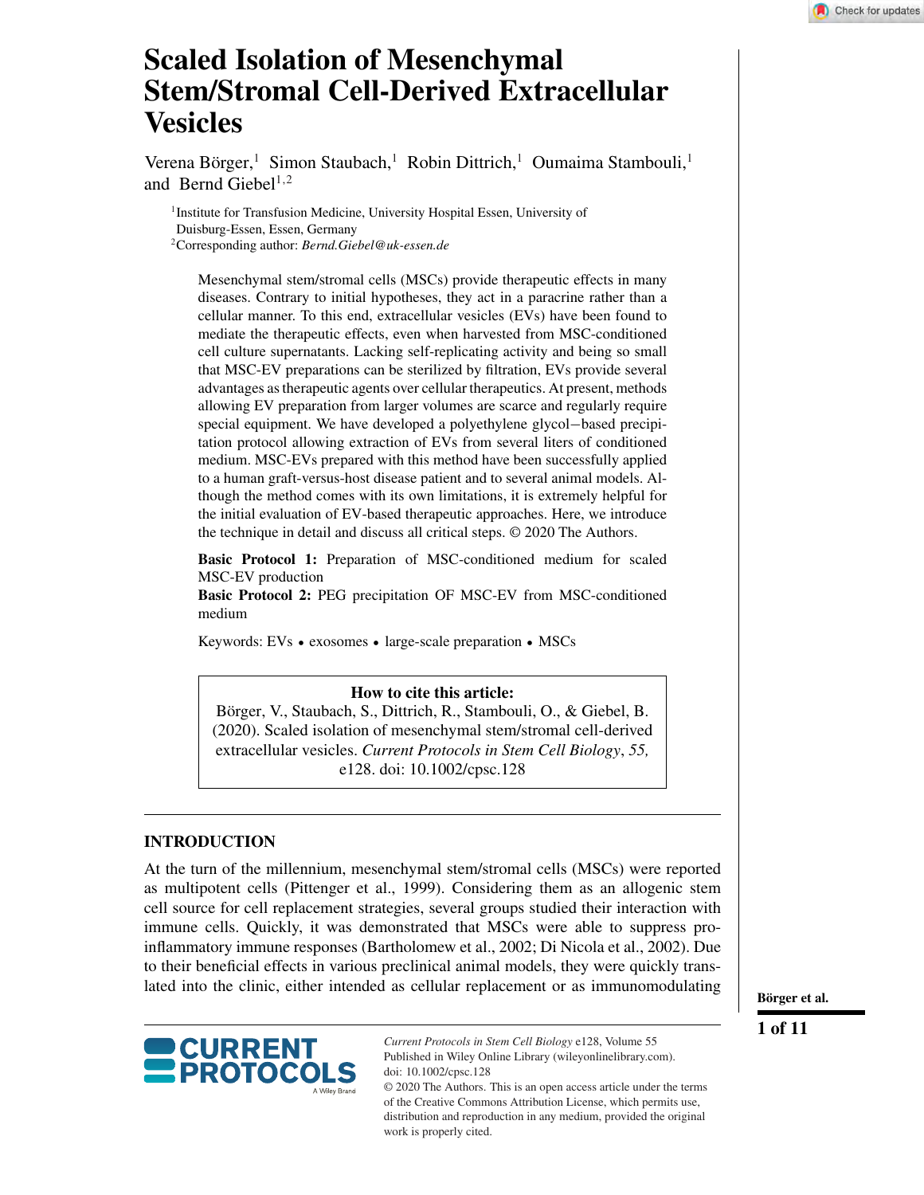# Scaled Isolation of Mesenchymal Stem/Stromal Cell-Derived Extracellular Vesicles

Verena Börger,[1] Simon Staubach,[1] Robin Dittrich,[1] Oumaima Stambouli,[1] and Bernd Giebel[1,2]

[1]Institute for Transfusion Medicine, University Hospital Essen, University of Duisburg-Essen, Essen, Germany
[2]Corresponding author: *Bernd.Giebel@uk-essen.de*

Mesenchymal stem/stromal cells (MSCs) provide therapeutic effects in many diseases. Contrary to initial hypotheses, they act in a paracrine rather than a cellular manner. To this end, extracellular vesicles (EVs) have been found to mediate the therapeutic effects, even when harvested from MSC-conditioned cell culture supernatants. Lacking self-replicating activity and being so small that MSC-EV preparations can be sterilized by filtration, EVs provide several advantages as therapeutic agents over cellular therapeutics. At present, methods allowing EV preparation from larger volumes are scarce and regularly require special equipment. We have developed a polyethylene glycol−based precipitation protocol allowing extraction of EVs from several liters of conditioned medium. MSC-EVs prepared with this method have been successfully applied to a human graft-versus-host disease patient and to several animal models. Although the method comes with its own limitations, it is extremely helpful for the initial evaluation of EV-based therapeutic approaches. Here, we introduce the technique in detail and discuss all critical steps. © 2020 The Authors.

**Basic Protocol 1:** Preparation of MSC-conditioned medium for scaled MSC-EV production
**Basic Protocol 2:** PEG precipitation OF MSC-EV from MSC-conditioned medium

Keywords: EVs • exosomes • large-scale preparation • MSCs

**How to cite this article:**
Börger, V., Staubach, S., Dittrich, R., Stambouli, O., & Giebel, B. (2020). Scaled isolation of mesenchymal stem/stromal cell-derived extracellular vesicles. *Current Protocols in Stem Cell Biology*, *55,* e128. doi: 10.1002/cpsc.128

## INTRODUCTION

At the turn of the millennium, mesenchymal stem/stromal cells (MSCs) were reported as multipotent cells (Pittenger et al., 1999). Considering them as an allogenic stem cell source for cell replacement strategies, several groups studied their interaction with immune cells. Quickly, it was demonstrated that MSCs were able to suppress pro-inflammatory immune responses (Bartholomew et al., 2002; Di Nicola et al., 2002). Due to their beneficial effects in various preclinical animal models, they were quickly translated into the clinic, either intended as cellular replacement or as immunomodulating

*Current Protocols in Stem Cell Biology* e128, Volume 55
Published in Wiley Online Library (wileyonlinelibrary.com).
doi: 10.1002/cpsc.128
© 2020 The Authors. This is an open access article under the terms of the Creative Commons Attribution License, which permits use, distribution and reproduction in any medium, provided the original work is properly cited.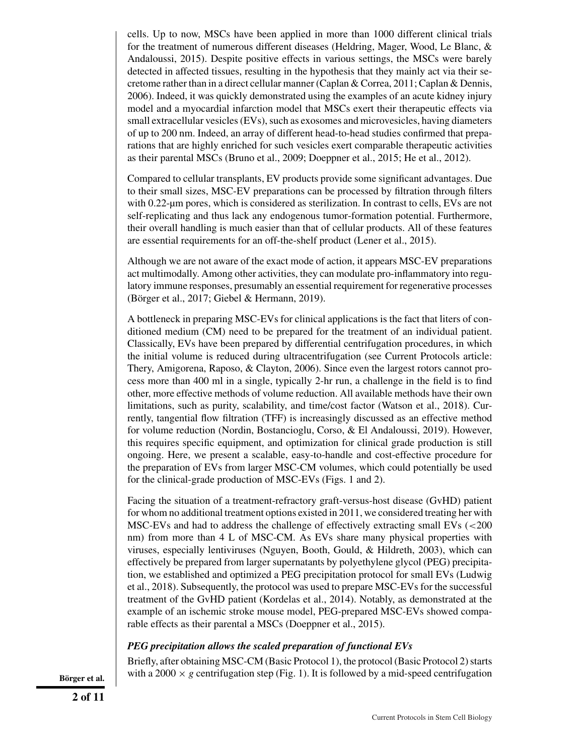cells. Up to now, MSCs have been applied in more than 1000 different clinical trials for the treatment of numerous different diseases (Heldring, Mager, Wood, Le Blanc, & Andaloussi, 2015). Despite positive effects in various settings, the MSCs were barely detected in affected tissues, resulting in the hypothesis that they mainly act via their secretome rather than in a direct cellular manner (Caplan & Correa, 2011; Caplan & Dennis, 2006). Indeed, it was quickly demonstrated using the examples of an acute kidney injury model and a myocardial infarction model that MSCs exert their therapeutic effects via small extracellular vesicles (EVs), such as exosomes and microvesicles, having diameters of up to 200 nm. Indeed, an array of different head-to-head studies confirmed that preparations that are highly enriched for such vesicles exert comparable therapeutic activities as their parental MSCs (Bruno et al., 2009; Doeppner et al., 2015; He et al., 2012).

Compared to cellular transplants, EV products provide some significant advantages. Due to their small sizes, MSC-EV preparations can be processed by filtration through filters with 0.22-μm pores, which is considered as sterilization. In contrast to cells, EVs are not self-replicating and thus lack any endogenous tumor-formation potential. Furthermore, their overall handling is much easier than that of cellular products. All of these features are essential requirements for an off-the-shelf product (Lener et al., 2015).

Although we are not aware of the exact mode of action, it appears MSC-EV preparations act multimodally. Among other activities, they can modulate pro-inflammatory into regulatory immune responses, presumably an essential requirement for regenerative processes (Börger et al., 2017; Giebel & Hermann, 2019).

A bottleneck in preparing MSC-EVs for clinical applications is the fact that liters of conditioned medium (CM) need to be prepared for the treatment of an individual patient. Classically, EVs have been prepared by differential centrifugation procedures, in which the initial volume is reduced during ultracentrifugation (see Current Protocols article: Thery, Amigorena, Raposo, & Clayton, 2006). Since even the largest rotors cannot process more than 400 ml in a single, typically 2-hr run, a challenge in the field is to find other, more effective methods of volume reduction. All available methods have their own limitations, such as purity, scalability, and time/cost factor (Watson et al., 2018). Currently, tangential flow filtration (TFF) is increasingly discussed as an effective method for volume reduction (Nordin, Bostancioglu, Corso, & El Andaloussi, 2019). However, this requires specific equipment, and optimization for clinical grade production is still ongoing. Here, we present a scalable, easy-to-handle and cost-effective procedure for the preparation of EVs from larger MSC-CM volumes, which could potentially be used for the clinical-grade production of MSC-EVs (Figs. 1 and 2).

Facing the situation of a treatment-refractory graft-versus-host disease (GvHD) patient for whom no additional treatment options existed in 2011, we considered treating her with MSC-EVs and had to address the challenge of effectively extracting small EVs (<200 nm) from more than 4 L of MSC-CM. As EVs share many physical properties with viruses, especially lentiviruses (Nguyen, Booth, Gould, & Hildreth, 2003), which can effectively be prepared from larger supernatants by polyethylene glycol (PEG) precipitation, we established and optimized a PEG precipitation protocol for small EVs (Ludwig et al., 2018). Subsequently, the protocol was used to prepare MSC-EVs for the successful treatment of the GvHD patient (Kordelas et al., 2014). Notably, as demonstrated at the example of an ischemic stroke mouse model, PEG-prepared MSC-EVs showed comparable effects as their parental a MSCs (Doeppner et al., 2015).

### *PEG precipitation allows the scaled preparation of functional EVs*

Briefly, after obtaining MSC-CM (Basic Protocol 1), the protocol (Basic Protocol 2) starts with a 2000 × *g* centrifugation step (Fig. 1). It is followed by a mid-speed centrifugation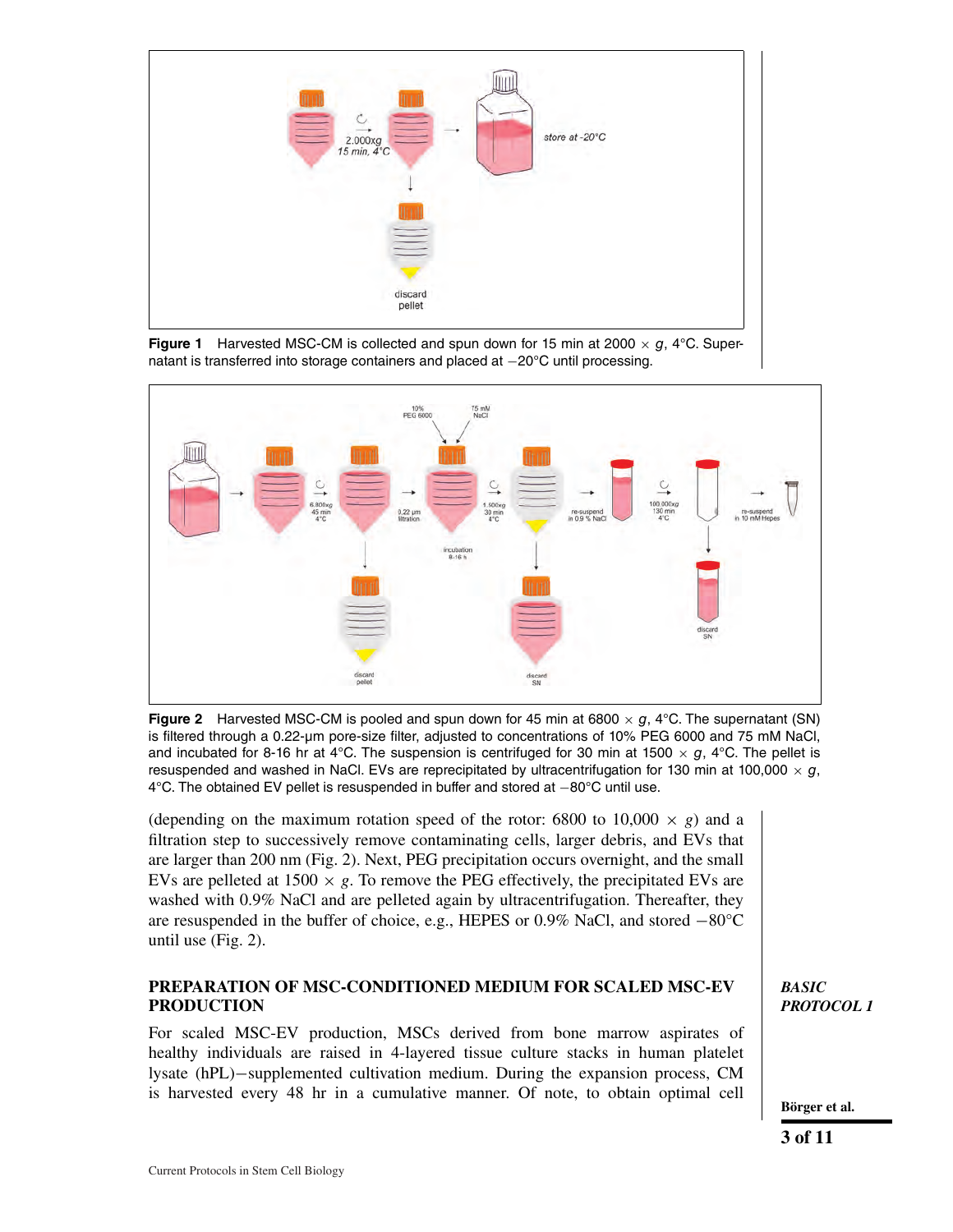**Figure 1** Harvested MSC-CM is collected and spun down for 15 min at 2000 × $g$, 4°C. Supernatant is transferred into storage containers and placed at −20°C until processing.

**Figure 2** Harvested MSC-CM is pooled and spun down for 45 min at 6800 × $g$, 4°C. The supernatant (SN) is filtered through a 0.22-µm pore-size filter, adjusted to concentrations of 10% PEG 6000 and 75 mM NaCl, and incubated for 8-16 hr at 4°C. The suspension is centrifuged for 30 min at 1500 × $g$, 4°C. The pellet is resuspended and washed in NaCl. EVs are reprecipitated by ultracentrifugation for 130 min at 100,000 × $g$, 4°C. The obtained EV pellet is resuspended in buffer and stored at −80°C until use.

(depending on the maximum rotation speed of the rotor: 6800 to 10,000 × $g$) and a filtration step to successively remove contaminating cells, larger debris, and EVs that are larger than 200 nm (Fig. 2). Next, PEG precipitation occurs overnight, and the small EVs are pelleted at 1500 × $g$. To remove the PEG effectively, the precipitated EVs are washed with 0.9% NaCl and are pelleted again by ultracentrifugation. Thereafter, they are resuspended in the buffer of choice, e.g., HEPES or 0.9% NaCl, and stored −80°C until use (Fig. 2).

## PREPARATION OF MSC-CONDITIONED MEDIUM FOR SCALED MSC-EV PRODUCTION

*BASIC PROTOCOL 1*

For scaled MSC-EV production, MSCs derived from bone marrow aspirates of healthy individuals are raised in 4-layered tissue culture stacks in human platelet lysate (hPL)−supplemented cultivation medium. During the expansion process, CM is harvested every 48 hr in a cumulative manner. Of note, to obtain optimal cell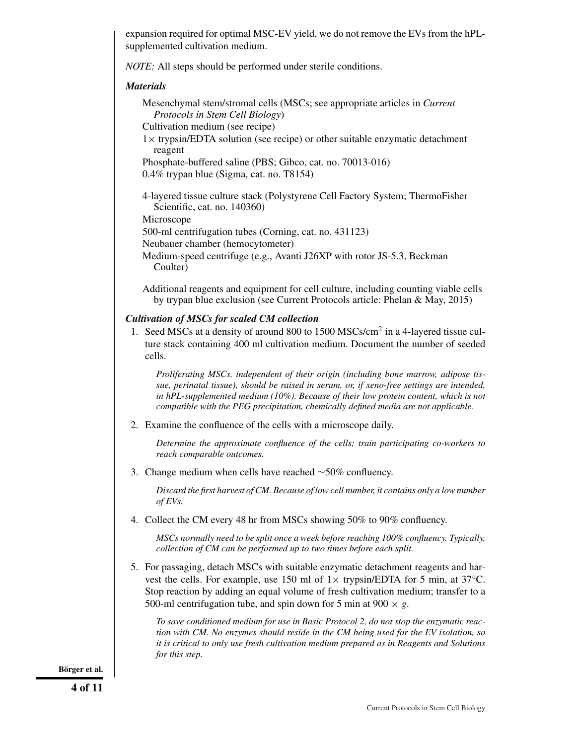expansion required for optimal MSC-EV yield, we do not remove the EVs from the hPL-supplemented cultivation medium.

*NOTE:* All steps should be performed under sterile conditions.

### *Materials*

Mesenchymal stem/stromal cells (MSCs; see appropriate articles in *Current Protocols in Stem Cell Biology*)
Cultivation medium (see recipe)
1× trypsin/EDTA solution (see recipe) or other suitable enzymatic detachment reagent
Phosphate-buffered saline (PBS; Gibco, cat. no. 70013-016)
0.4% trypan blue (Sigma, cat. no. T8154)

4-layered tissue culture stack (Polystyrene Cell Factory System; ThermoFisher Scientific, cat. no. 140360)
Microscope
500-ml centrifugation tubes (Corning, cat. no. 431123)
Neubauer chamber (hemocytometer)
Medium-speed centrifuge (e.g., Avanti J26XP with rotor JS-5.3, Beckman Coulter)

Additional reagents and equipment for cell culture, including counting viable cells by trypan blue exclusion (see Current Protocols article: Phelan & May, 2015)

### *Cultivation of MSCs for scaled CM collection*

1. Seed MSCs at a density of around 800 to 1500 MSCs/cm$^2$ in a 4-layered tissue culture stack containing 400 ml cultivation medium. Document the number of seeded cells.

   *Proliferating MSCs, independent of their origin (including bone marrow, adipose tissue, perinatal tissue), should be raised in serum, or, if xeno-free settings are intended, in hPL-supplemented medium (10%). Because of their low protein content, which is not compatible with the PEG precipitation, chemically defined media are not applicable.*

2. Examine the confluence of the cells with a microscope daily.

   *Determine the approximate confluence of the cells; train participating co-workers to reach comparable outcomes.*

3. Change medium when cells have reached ~50% confluency.

   *Discard the first harvest of CM. Because of low cell number, it contains only a low number of EVs.*

4. Collect the CM every 48 hr from MSCs showing 50% to 90% confluency.

   *MSCs normally need to be split once a week before reaching 100% confluency. Typically, collection of CM can be performed up to two times before each split.*

5. For passaging, detach MSCs with suitable enzymatic detachment reagents and harvest the cells. For example, use 150 ml of 1× trypsin/EDTA for 5 min, at 37°C. Stop reaction by adding an equal volume of fresh cultivation medium; transfer to a 500-ml centrifugation tube, and spin down for 5 min at 900 × *g*.

   *To save conditioned medium for use in Basic Protocol 2, do not stop the enzymatic reaction with CM. No enzymes should reside in the CM being used for the EV isolation, so it is critical to only use fresh cultivation medium prepared as in Reagents and Solutions for this step.*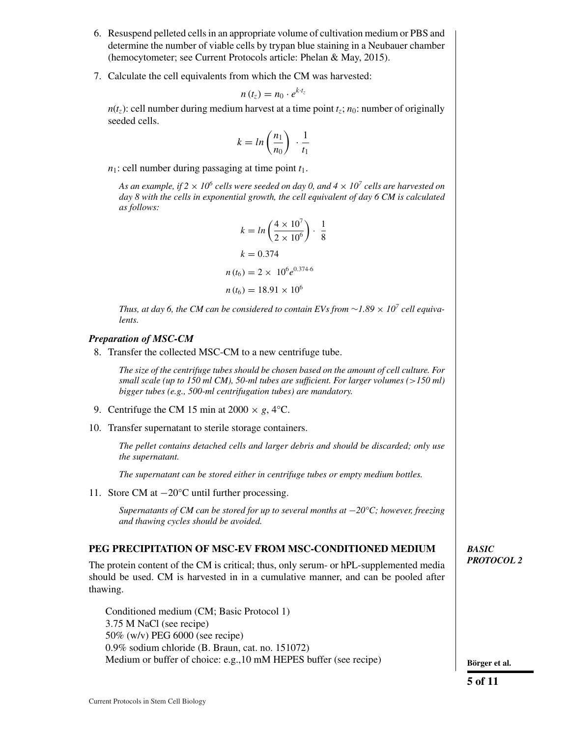6. Resuspend pelleted cells in an appropriate volume of cultivation medium or PBS and determine the number of viable cells by trypan blue staining in a Neubauer chamber (hemocytometer; see Current Protocols article: Phelan & May, 2015).

7. Calculate the cell equivalents from which the CM was harvested:

$$n(t_z) = n_0 \cdot e^{k \cdot t_z}$$

$n(t_z)$: cell number during medium harvest at a time point $t_z$; $n_0$: number of originally seeded cells.

$$k = ln\left(\frac{n_1}{n_0}\right) \cdot \frac{1}{t_1}$$

$n_1$: cell number during passaging at time point $t_1$.

*As an example, if $2 \times 10^6$ cells were seeded on day 0, and $4 \times 10^7$ cells are harvested on day 8 with the cells in exponential growth, the cell equivalent of day 6 CM is calculated as follows:*

$$k = ln\left(\frac{4 \times 10^7}{2 \times 10^6}\right) \cdot \frac{1}{8}$$

$$k = 0.374$$

$$n(t_6) = 2 \times 10^6 e^{0.374 \cdot 6}$$

$$n(t_6) = 18.91 \times 10^6$$

*Thus, at day 6, the CM can be considered to contain EVs from ~$1.89 \times 10^7$ cell equivalents.*

### *Preparation of MSC-CM*

8. Transfer the collected MSC-CM to a new centrifuge tube.

*The size of the centrifuge tubes should be chosen based on the amount of cell culture. For small scale (up to 150 ml CM), 50-ml tubes are sufficient. For larger volumes (>150 ml) bigger tubes (e.g., 500-ml centrifugation tubes) are mandatory.*

9. Centrifuge the CM 15 min at 2000 × *g*, 4°C.

10. Transfer supernatant to sterile storage containers.

*The pellet contains detached cells and larger debris and should be discarded; only use the supernatant.*

*The supernatant can be stored either in centrifuge tubes or empty medium bottles.*

11. Store CM at −20°C until further processing.

*Supernatants of CM can be stored for up to several months at −20°C; however, freezing and thawing cycles should be avoided.*

## PEG PRECIPITATION OF MSC-EV FROM MSC-CONDITIONED MEDIUM

***BASIC PROTOCOL 2***

The protein content of the CM is critical; thus, only serum- or hPL-supplemented media should be used. CM is harvested in in a cumulative manner, and can be pooled after thawing.

Conditioned medium (CM; Basic Protocol 1)
3.75 M NaCl (see recipe)
50% (w/v) PEG 6000 (see recipe)
0.9% sodium chloride (B. Braun, cat. no. 151072)
Medium or buffer of choice: e.g.,10 mM HEPES buffer (see recipe)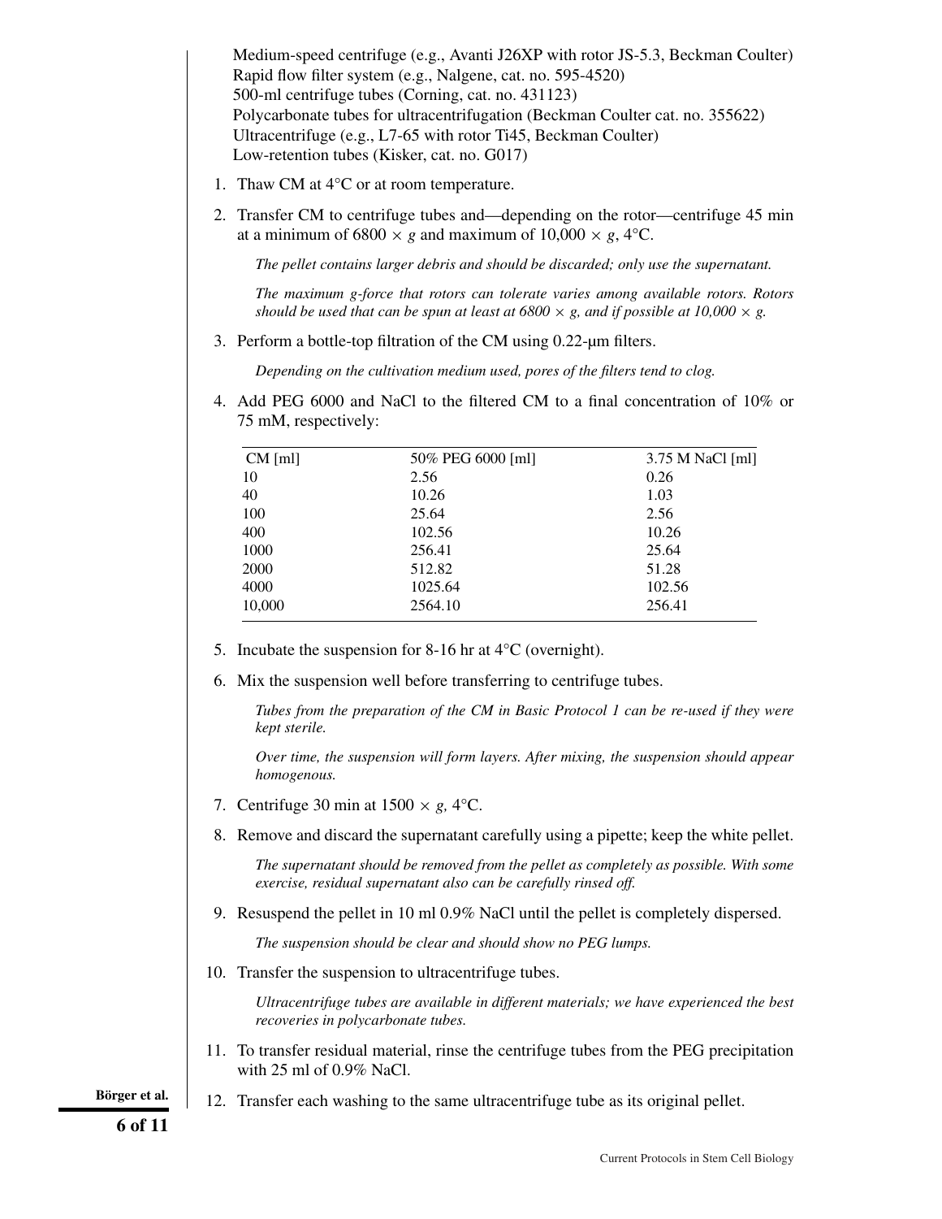Medium-speed centrifuge (e.g., Avanti J26XP with rotor JS-5.3, Beckman Coulter)
Rapid flow filter system (e.g., Nalgene, cat. no. 595-4520)
500-ml centrifuge tubes (Corning, cat. no. 431123)
Polycarbonate tubes for ultracentrifugation (Beckman Coulter cat. no. 355622)
Ultracentrifuge (e.g., L7-65 with rotor Ti45, Beckman Coulter)
Low-retention tubes (Kisker, cat. no. G017)

1. Thaw CM at 4°C or at room temperature.

2. Transfer CM to centrifuge tubes and—depending on the rotor—centrifuge 45 min at a minimum of 6800 × *g* and maximum of 10,000 × *g*, 4°C.

   *The pellet contains larger debris and should be discarded; only use the supernatant.*

   *The maximum g-force that rotors can tolerate varies among available rotors. Rotors should be used that can be spun at least at 6800 × g, and if possible at 10,000 × g.*

3. Perform a bottle-top filtration of the CM using 0.22-µm filters.

   *Depending on the cultivation medium used, pores of the filters tend to clog.*

4. Add PEG 6000 and NaCl to the filtered CM to a final concentration of 10% or 75 mM, respectively:

| CM [ml] | 50% PEG 6000 [ml] | 3.75 M NaCl [ml] |
|---|---|---|
| 10 | 2.56 | 0.26 |
| 40 | 10.26 | 1.03 |
| 100 | 25.64 | 2.56 |
| 400 | 102.56 | 10.26 |
| 1000 | 256.41 | 25.64 |
| 2000 | 512.82 | 51.28 |
| 4000 | 1025.64 | 102.56 |
| 10,000 | 2564.10 | 256.41 |

5. Incubate the suspension for 8-16 hr at 4°C (overnight).

6. Mix the suspension well before transferring to centrifuge tubes.

   *Tubes from the preparation of the CM in Basic Protocol 1 can be re-used if they were kept sterile.*

   *Over time, the suspension will form layers. After mixing, the suspension should appear homogenous.*

7. Centrifuge 30 min at 1500 × *g*, 4°C.

8. Remove and discard the supernatant carefully using a pipette; keep the white pellet.

   *The supernatant should be removed from the pellet as completely as possible. With some exercise, residual supernatant also can be carefully rinsed off.*

9. Resuspend the pellet in 10 ml 0.9% NaCl until the pellet is completely dispersed.

   *The suspension should be clear and should show no PEG lumps.*

10. Transfer the suspension to ultracentrifuge tubes.

    *Ultracentrifuge tubes are available in different materials; we have experienced the best recoveries in polycarbonate tubes.*

11. To transfer residual material, rinse the centrifuge tubes from the PEG precipitation with 25 ml of 0.9% NaCl.

12. Transfer each washing to the same ultracentrifuge tube as its original pellet.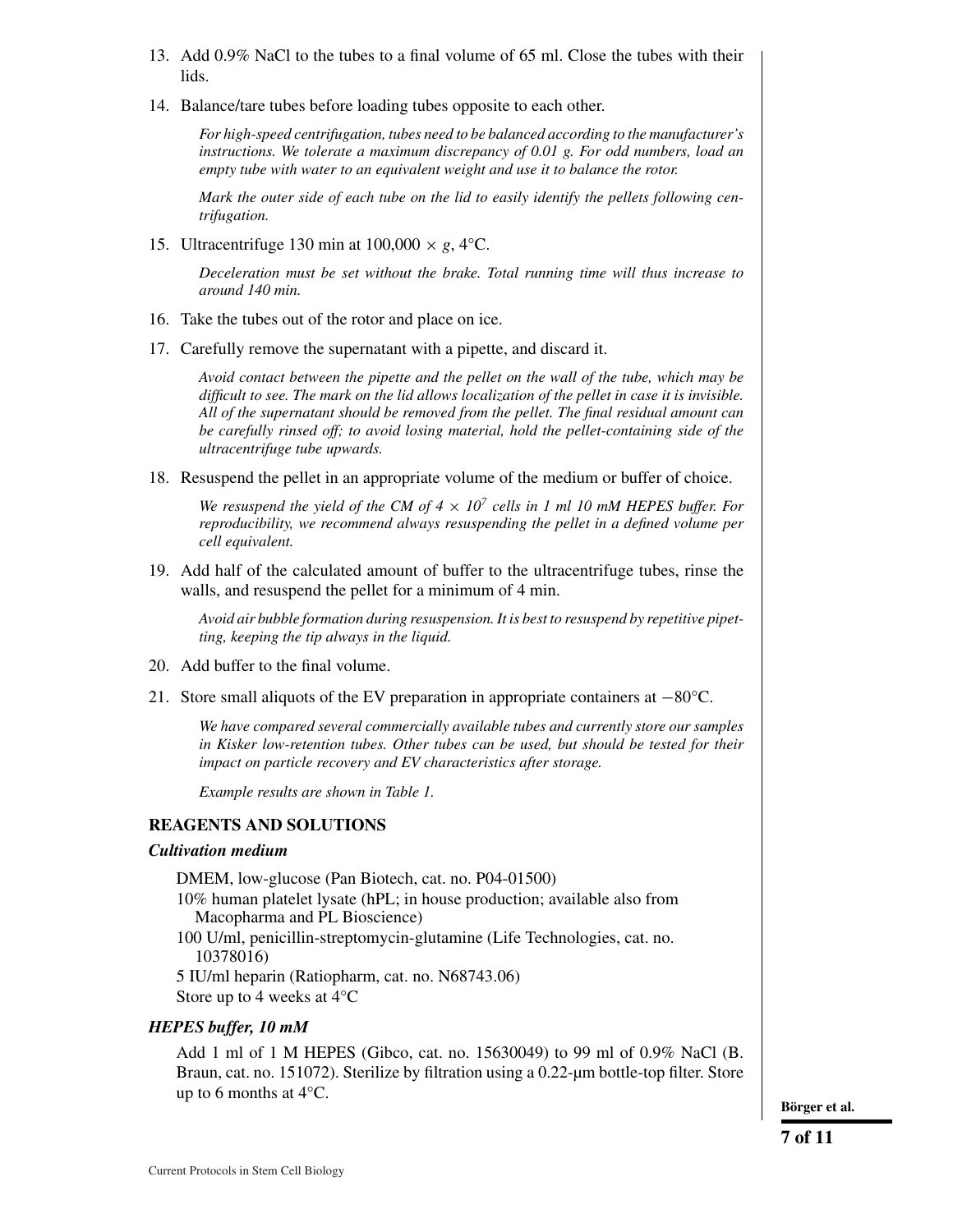13. Add 0.9% NaCl to the tubes to a final volume of 65 ml. Close the tubes with their lids.

14. Balance/tare tubes before loading tubes opposite to each other.

    *For high-speed centrifugation, tubes need to be balanced according to the manufacturer's instructions. We tolerate a maximum discrepancy of 0.01 g. For odd numbers, load an empty tube with water to an equivalent weight and use it to balance the rotor.*

    *Mark the outer side of each tube on the lid to easily identify the pellets following centrifugation.*

15. Ultracentrifuge 130 min at 100,000 × *g*, 4°C.

    *Deceleration must be set without the brake. Total running time will thus increase to around 140 min.*

16. Take the tubes out of the rotor and place on ice.

17. Carefully remove the supernatant with a pipette, and discard it.

    *Avoid contact between the pipette and the pellet on the wall of the tube, which may be difficult to see. The mark on the lid allows localization of the pellet in case it is invisible. All of the supernatant should be removed from the pellet. The final residual amount can be carefully rinsed off; to avoid losing material, hold the pellet-containing side of the ultracentrifuge tube upwards.*

18. Resuspend the pellet in an appropriate volume of the medium or buffer of choice.

    *We resuspend the yield of the CM of $4 \times 10^7$ cells in 1 ml 10 mM HEPES buffer. For reproducibility, we recommend always resuspending the pellet in a defined volume per cell equivalent.*

19. Add half of the calculated amount of buffer to the ultracentrifuge tubes, rinse the walls, and resuspend the pellet for a minimum of 4 min.

    *Avoid air bubble formation during resuspension. It is best to resuspend by repetitive pipetting, keeping the tip always in the liquid.*

20. Add buffer to the final volume.

21. Store small aliquots of the EV preparation in appropriate containers at −80°C.

    *We have compared several commercially available tubes and currently store our samples in Kisker low-retention tubes. Other tubes can be used, but should be tested for their impact on particle recovery and EV characteristics after storage.*

    *Example results are shown in Table 1.*

## REAGENTS AND SOLUTIONS

### *Cultivation medium*

DMEM, low-glucose (Pan Biotech, cat. no. P04-01500)
10% human platelet lysate (hPL; in house production; available also from Macopharma and PL Bioscience)
100 U/ml, penicillin-streptomycin-glutamine (Life Technologies, cat. no. 10378016)
5 IU/ml heparin (Ratiopharm, cat. no. N68743.06)
Store up to 4 weeks at 4°C

### *HEPES buffer, 10 mM*

Add 1 ml of 1 M HEPES (Gibco, cat. no. 15630049) to 99 ml of 0.9% NaCl (B. Braun, cat. no. 151072). Sterilize by filtration using a 0.22-µm bottle-top filter. Store up to 6 months at 4°C.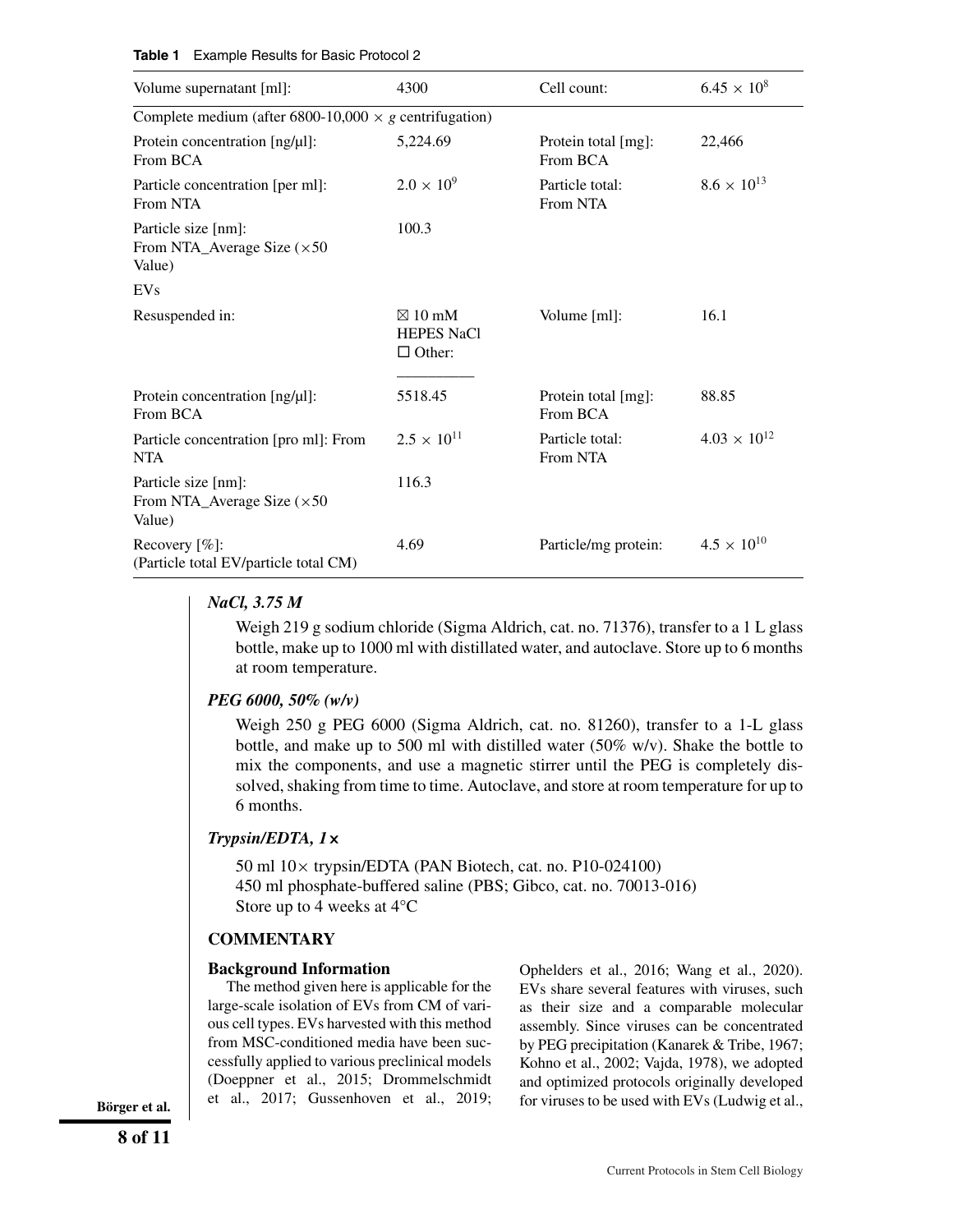**Table 1** Example Results for Basic Protocol 2

| Volume supernatant [ml]: | 4300 | Cell count: | $6.45 \times 10^8$ |
|---|---|---|---|
| Complete medium (after 6800-10,000 × *g* centrifugation) | | | |
| Protein concentration [ng/µl]: From BCA | 5,224.69 | Protein total [mg]: From BCA | 22,466 |
| Particle concentration [per ml]: From NTA | $2.0 \times 10^9$ | Particle total: From NTA | $8.6 \times 10^{13}$ |
| Particle size [nm]: From NTA_Average Size (×50 Value) | 100.3 | | |
| EVs | | | |
| Resuspended in: | ☒ 10 mM HEPES NaCl ☐ Other: __________ | Volume [ml]: | 16.1 |
| Protein concentration [ng/µl]: From BCA | 5518.45 | Protein total [mg]: From BCA | 88.85 |
| Particle concentration [pro ml]: From NTA | $2.5 \times 10^{11}$ | Particle total: From NTA | $4.03 \times 10^{12}$ |
| Particle size [nm]: From NTA_Average Size (×50 Value) | 116.3 | | |
| Recovery [%]: (Particle total EV/particle total CM) | 4.69 | Particle/mg protein: | $4.5 \times 10^{10}$ |

### *NaCl, 3.75 M*

Weigh 219 g sodium chloride (Sigma Aldrich, cat. no. 71376), transfer to a 1 L glass bottle, make up to 1000 ml with distillated water, and autoclave. Store up to 6 months at room temperature.

### *PEG 6000, 50% (w/v)*

Weigh 250 g PEG 6000 (Sigma Aldrich, cat. no. 81260), transfer to a 1-L glass bottle, and make up to 500 ml with distilled water (50% w/v). Shake the bottle to mix the components, and use a magnetic stirrer until the PEG is completely dissolved, shaking from time to time. Autoclave, and store at room temperature for up to 6 months.

### *Trypsin/EDTA, 1×*

50 ml 10× trypsin/EDTA (PAN Biotech, cat. no. P10-024100)
450 ml phosphate-buffered saline (PBS; Gibco, cat. no. 70013-016)
Store up to 4 weeks at 4°C

## COMMENTARY

### Background Information

The method given here is applicable for the large-scale isolation of EVs from CM of various cell types. EVs harvested with this method from MSC-conditioned media have been successfully applied to various preclinical models (Doeppner et al., 2015; Drommelschmidt et al., 2017; Gussenhoven et al., 2019; Ophelders et al., 2016; Wang et al., 2020). EVs share several features with viruses, such as their size and a comparable molecular assembly. Since viruses can be concentrated by PEG precipitation (Kanarek & Tribe, 1967; Kohno et al., 2002; Vajda, 1978), we adopted and optimized protocols originally developed for viruses to be used with EVs (Ludwig et al.,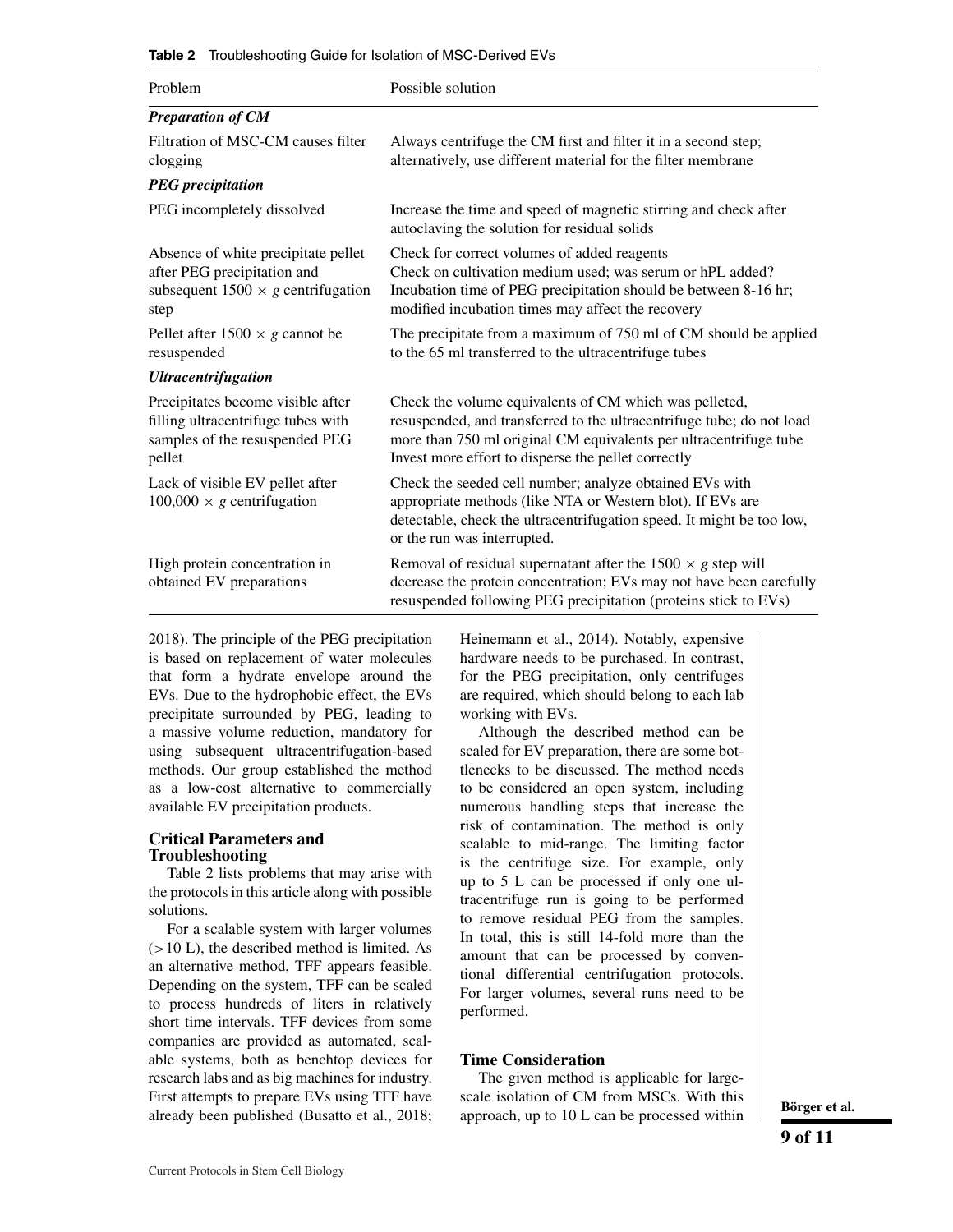**Table 2** Troubleshooting Guide for Isolation of MSC-Derived EVs

| Problem | Possible solution |
|---|---|
| ***Preparation of CM*** | |
| Filtration of MSC-CM causes filter clogging | Always centrifuge the CM first and filter it in a second step; alternatively, use different material for the filter membrane |
| ***PEG precipitation*** | |
| PEG incompletely dissolved | Increase the time and speed of magnetic stirring and check after autoclaving the solution for residual solids |
| Absence of white precipitate pellet after PEG precipitation and subsequent $1500 \times g$ centrifugation step | Check for correct volumes of added reagents<br>Check on cultivation medium used; was serum or hPL added?<br>Incubation time of PEG precipitation should be between 8-16 hr; modified incubation times may affect the recovery |
| Pellet after $1500 \times g$ cannot be resuspended | The precipitate from a maximum of 750 ml of CM should be applied to the 65 ml transferred to the ultracentrifuge tubes |
| ***Ultracentrifugation*** | |
| Precipitates become visible after filling ultracentrifuge tubes with samples of the resuspended PEG pellet | Check the volume equivalents of CM which was pelleted, resuspended, and transferred to the ultracentrifuge tube; do not load more than 750 ml original CM equivalents per ultracentrifuge tube<br>Invest more effort to disperse the pellet correctly |
| Lack of visible EV pellet after $100{,}000 \times g$ centrifugation | Check the seeded cell number; analyze obtained EVs with appropriate methods (like NTA or Western blot). If EVs are detectable, check the ultracentrifugation speed. It might be too low, or the run was interrupted. |
| High protein concentration in obtained EV preparations | Removal of residual supernatant after the $1500 \times g$ step will decrease the protein concentration; EVs may not have been carefully resuspended following PEG precipitation (proteins stick to EVs) |

2018). The principle of the PEG precipitation is based on replacement of water molecules that form a hydrate envelope around the EVs. Due to the hydrophobic effect, the EVs precipitate surrounded by PEG, leading to a massive volume reduction, mandatory for using subsequent ultracentrifugation-based methods. Our group established the method as a low-cost alternative to commercially available EV precipitation products.

## Critical Parameters and Troubleshooting

Table 2 lists problems that may arise with the protocols in this article along with possible solutions.

For a scalable system with larger volumes (>10 L), the described method is limited. As an alternative method, TFF appears feasible. Depending on the system, TFF can be scaled to process hundreds of liters in relatively short time intervals. TFF devices from some companies are provided as automated, scalable systems, both as benchtop devices for research labs and as big machines for industry. First attempts to prepare EVs using TFF have already been published (Busatto et al., 2018; Heinemann et al., 2014). Notably, expensive hardware needs to be purchased. In contrast, for the PEG precipitation, only centrifuges are required, which should belong to each lab working with EVs.

Although the described method can be scaled for EV preparation, there are some bottlenecks to be discussed. The method needs to be considered an open system, including numerous handling steps that increase the risk of contamination. The method is only scalable to mid-range. The limiting factor is the centrifuge size. For example, only up to 5 L can be processed if only one ultracentrifuge run is going to be performed to remove residual PEG from the samples. In total, this is still 14-fold more than the amount that can be processed by conventional differential centrifugation protocols. For larger volumes, several runs need to be performed.

## Time Consideration

The given method is applicable for large-scale isolation of CM from MSCs. With this approach, up to 10 L can be processed within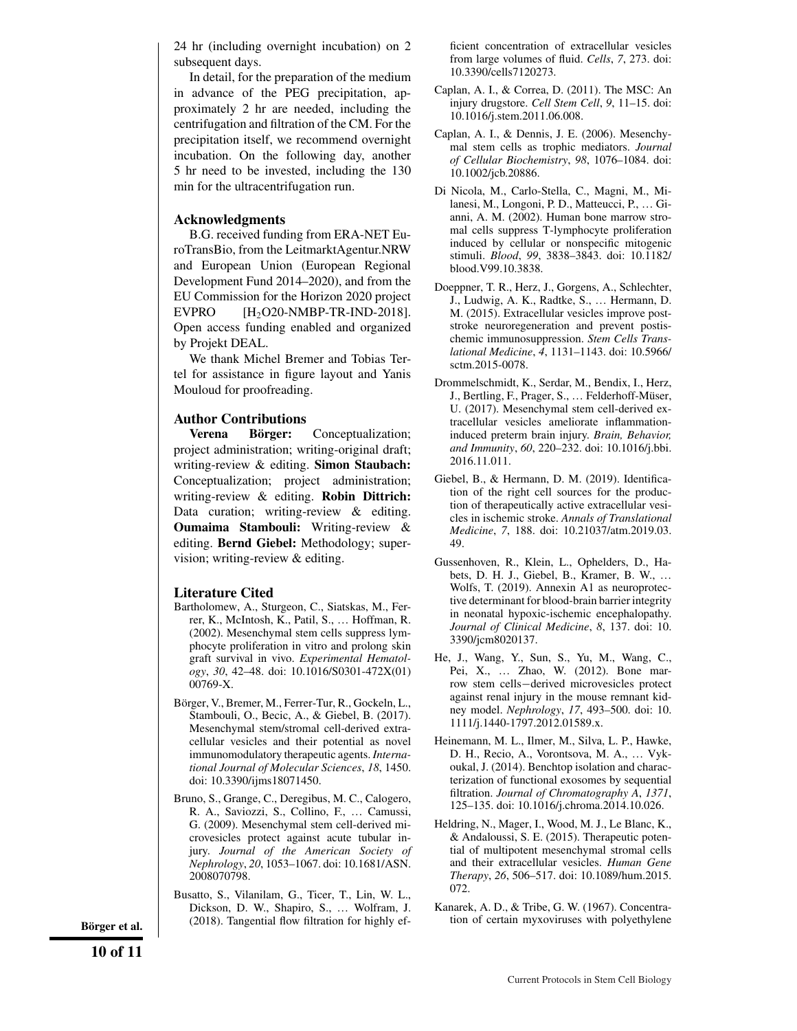24 hr (including overnight incubation) on 2 subsequent days.

In detail, for the preparation of the medium in advance of the PEG precipitation, approximately 2 hr are needed, including the centrifugation and filtration of the CM. For the precipitation itself, we recommend overnight incubation. On the following day, another 5 hr need to be invested, including the 130 min for the ultracentrifugation run.

## Acknowledgments

B.G. received funding from ERA-NET EuroTransBio, from the LeitmarktAgentur.NRW and European Union (European Regional Development Fund 2014–2020), and from the EU Commission for the Horizon 2020 project EVPRO [$H_2$O20-NMBP-TR-IND-2018]. Open access funding enabled and organized by Projekt DEAL.

We thank Michel Bremer and Tobias Tertel for assistance in figure layout and Yanis Mouloud for proofreading.

## Author Contributions

**Verena Börger:** Conceptualization; project administration; writing-original draft; writing-review & editing. **Simon Staubach:** Conceptualization; project administration; writing-review & editing. **Robin Dittrich:** Data curation; writing-review & editing. **Oumaima Stambouli:** Writing-review & editing. **Bernd Giebel:** Methodology; supervision; writing-review & editing.

## Literature Cited

Bartholomew, A., Sturgeon, C., Siatskas, M., Ferrer, K., McIntosh, K., Patil, S., … Hoffman, R. (2002). Mesenchymal stem cells suppress lymphocyte proliferation in vitro and prolong skin graft survival in vivo. *Experimental Hematology*, *30*, 42–48. doi: 10.1016/S0301-472X(01)00769-X.

Börger, V., Bremer, M., Ferrer-Tur, R., Gockeln, L., Stambouli, O., Becic, A., & Giebel, B. (2017). Mesenchymal stem/stromal cell-derived extracellular vesicles and their potential as novel immunomodulatory therapeutic agents. *International Journal of Molecular Sciences*, *18*, 1450. doi: 10.3390/ijms18071450.

Bruno, S., Grange, C., Deregibus, M. C., Calogero, R. A., Saviozzi, S., Collino, F., … Camussi, G. (2009). Mesenchymal stem cell-derived microvesicles protect against acute tubular injury. *Journal of the American Society of Nephrology*, *20*, 1053–1067. doi: 10.1681/ASN.2008070798.

Busatto, S., Vilanilam, G., Ticer, T., Lin, W. L., Dickson, D. W., Shapiro, S., … Wolfram, J. (2018). Tangential flow filtration for highly efficient concentration of extracellular vesicles from large volumes of fluid. *Cells*, *7*, 273. doi: 10.3390/cells7120273.

Caplan, A. I., & Correa, D. (2011). The MSC: An injury drugstore. *Cell Stem Cell*, *9*, 11–15. doi: 10.1016/j.stem.2011.06.008.

Caplan, A. I., & Dennis, J. E. (2006). Mesenchymal stem cells as trophic mediators. *Journal of Cellular Biochemistry*, *98*, 1076–1084. doi: 10.1002/jcb.20886.

Di Nicola, M., Carlo-Stella, C., Magni, M., Milanesi, M., Longoni, P. D., Matteucci, P., … Gianni, A. M. (2002). Human bone marrow stromal cells suppress T-lymphocyte proliferation induced by cellular or nonspecific mitogenic stimuli. *Blood*, *99*, 3838–3843. doi: 10.1182/blood.V99.10.3838.

Doeppner, T. R., Herz, J., Gorgens, A., Schlechter, J., Ludwig, A. K., Radtke, S., … Hermann, D. M. (2015). Extracellular vesicles improve post-stroke neuroregeneration and prevent postischemic immunosuppression. *Stem Cells Translational Medicine*, *4*, 1131–1143. doi: 10.5966/sctm.2015-0078.

Drommelschmidt, K., Serdar, M., Bendix, I., Herz, J., Bertling, F., Prager, S., … Felderhoff-Müser, U. (2017). Mesenchymal stem cell-derived extracellular vesicles ameliorate inflammation-induced preterm brain injury. *Brain, Behavior, and Immunity*, *60*, 220–232. doi: 10.1016/j.bbi.2016.11.011.

Giebel, B., & Hermann, D. M. (2019). Identification of the right cell sources for the production of therapeutically active extracellular vesicles in ischemic stroke. *Annals of Translational Medicine*, *7*, 188. doi: 10.21037/atm.2019.03.49.

Gussenhoven, R., Klein, L., Ophelders, D., Habets, D. H. J., Giebel, B., Kramer, B. W., … Wolfs, T. (2019). Annexin A1 as neuroprotective determinant for blood-brain barrier integrity in neonatal hypoxic-ischemic encephalopathy. *Journal of Clinical Medicine*, *8*, 137. doi: 10.3390/jcm8020137.

He, J., Wang, Y., Sun, S., Yu, M., Wang, C., Pei, X., … Zhao, W. (2012). Bone marrow stem cells−derived microvesicles protect against renal injury in the mouse remnant kidney model. *Nephrology*, *17*, 493–500. doi: 10.1111/j.1440-1797.2012.01589.x.

Heinemann, M. L., Ilmer, M., Silva, L. P., Hawke, D. H., Recio, A., Vorontsova, M. A., … Vykoukal, J. (2014). Benchtop isolation and characterization of functional exosomes by sequential filtration. *Journal of Chromatography A*, *1371*, 125–135. doi: 10.1016/j.chroma.2014.10.026.

Heldring, N., Mager, I., Wood, M. J., Le Blanc, K., & Andaloussi, S. E. (2015). Therapeutic potential of multipotent mesenchymal stromal cells and their extracellular vesicles. *Human Gene Therapy*, *26*, 506–517. doi: 10.1089/hum.2015.072.

Kanarek, A. D., & Tribe, G. W. (1967). Concentration of certain myxoviruses with polyethylene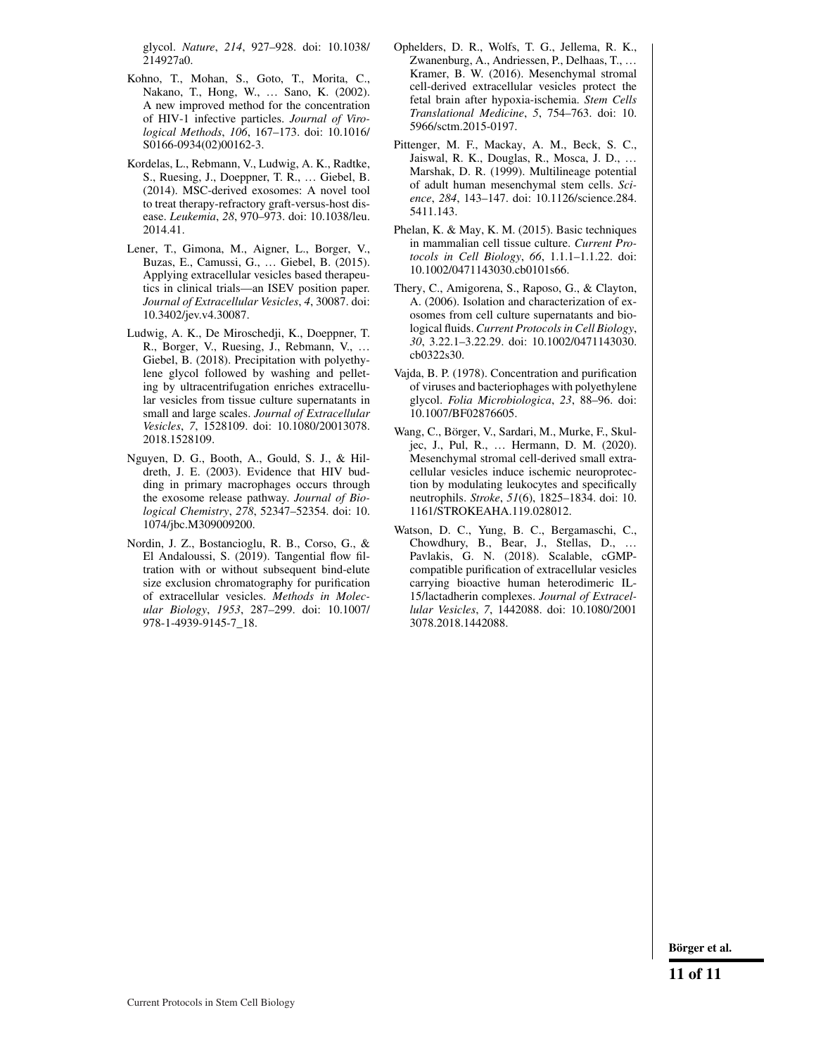glycol. *Nature*, *214*, 927–928. doi: 10.1038/214927a0.

Kohno, T., Mohan, S., Goto, T., Morita, C., Nakano, T., Hong, W., … Sano, K. (2002). A new improved method for the concentration of HIV-1 infective particles. *Journal of Virological Methods*, *106*, 167–173. doi: 10.1016/S0166-0934(02)00162-3.

Kordelas, L., Rebmann, V., Ludwig, A. K., Radtke, S., Ruesing, J., Doeppner, T. R., … Giebel, B. (2014). MSC-derived exosomes: A novel tool to treat therapy-refractory graft-versus-host disease. *Leukemia*, *28*, 970–973. doi: 10.1038/leu.2014.41.

Lener, T., Gimona, M., Aigner, L., Borger, V., Buzas, E., Camussi, G., … Giebel, B. (2015). Applying extracellular vesicles based therapeutics in clinical trials—an ISEV position paper. *Journal of Extracellular Vesicles*, *4*, 30087. doi: 10.3402/jev.v4.30087.

Ludwig, A. K., De Miroschedji, K., Doeppner, T. R., Borger, V., Ruesing, J., Rebmann, V., … Giebel, B. (2018). Precipitation with polyethylene glycol followed by washing and pelleting by ultracentrifugation enriches extracellular vesicles from tissue culture supernatants in small and large scales. *Journal of Extracellular Vesicles*, *7*, 1528109. doi: 10.1080/20013078.2018.1528109.

Nguyen, D. G., Booth, A., Gould, S. J., & Hildreth, J. E. (2003). Evidence that HIV budding in primary macrophages occurs through the exosome release pathway. *Journal of Biological Chemistry*, *278*, 52347–52354. doi: 10.1074/jbc.M309009200.

Nordin, J. Z., Bostancioglu, R. B., Corso, G., & El Andaloussi, S. (2019). Tangential flow filtration with or without subsequent bind-elute size exclusion chromatography for purification of extracellular vesicles. *Methods in Molecular Biology*, *1953*, 287–299. doi: 10.1007/978-1-4939-9145-7_18.

Ophelders, D. R., Wolfs, T. G., Jellema, R. K., Zwanenburg, A., Andriessen, P., Delhaas, T., … Kramer, B. W. (2016). Mesenchymal stromal cell-derived extracellular vesicles protect the fetal brain after hypoxia-ischemia. *Stem Cells Translational Medicine*, *5*, 754–763. doi: 10.5966/sctm.2015-0197.

Pittenger, M. F., Mackay, A. M., Beck, S. C., Jaiswal, R. K., Douglas, R., Mosca, J. D., … Marshak, D. R. (1999). Multilineage potential of adult human mesenchymal stem cells. *Science*, *284*, 143–147. doi: 10.1126/science.284.5411.143.

Phelan, K. & May, K. M. (2015). Basic techniques in mammalian cell tissue culture. *Current Protocols in Cell Biology*, *66*, 1.1.1–1.1.22. doi: 10.1002/0471143030.cb0101s66.

Thery, C., Amigorena, S., Raposo, G., & Clayton, A. (2006). Isolation and characterization of exosomes from cell culture supernatants and biological fluids. *Current Protocols in Cell Biology*, *30*, 3.22.1–3.22.29. doi: 10.1002/0471143030.cb0322s30.

Vajda, B. P. (1978). Concentration and purification of viruses and bacteriophages with polyethylene glycol. *Folia Microbiologica*, *23*, 88–96. doi: 10.1007/BF02876605.

Wang, C., Börger, V., Sardari, M., Murke, F., Skuljec, J., Pul, R., … Hermann, D. M. (2020). Mesenchymal stromal cell-derived small extracellular vesicles induce ischemic neuroprotection by modulating leukocytes and specifically neutrophils. *Stroke*, *51*(6), 1825–1834. doi: 10.1161/STROKEAHA.119.028012.

Watson, D. C., Yung, B. C., Bergamaschi, C., Chowdhury, B., Bear, J., Stellas, D., … Pavlakis, G. N. (2018). Scalable, cGMP-compatible purification of extracellular vesicles carrying bioactive human heterodimeric IL-15/lactadherin complexes. *Journal of Extracellular Vesicles*, *7*, 1442088. doi: 10.1080/20013078.2018.1442088.